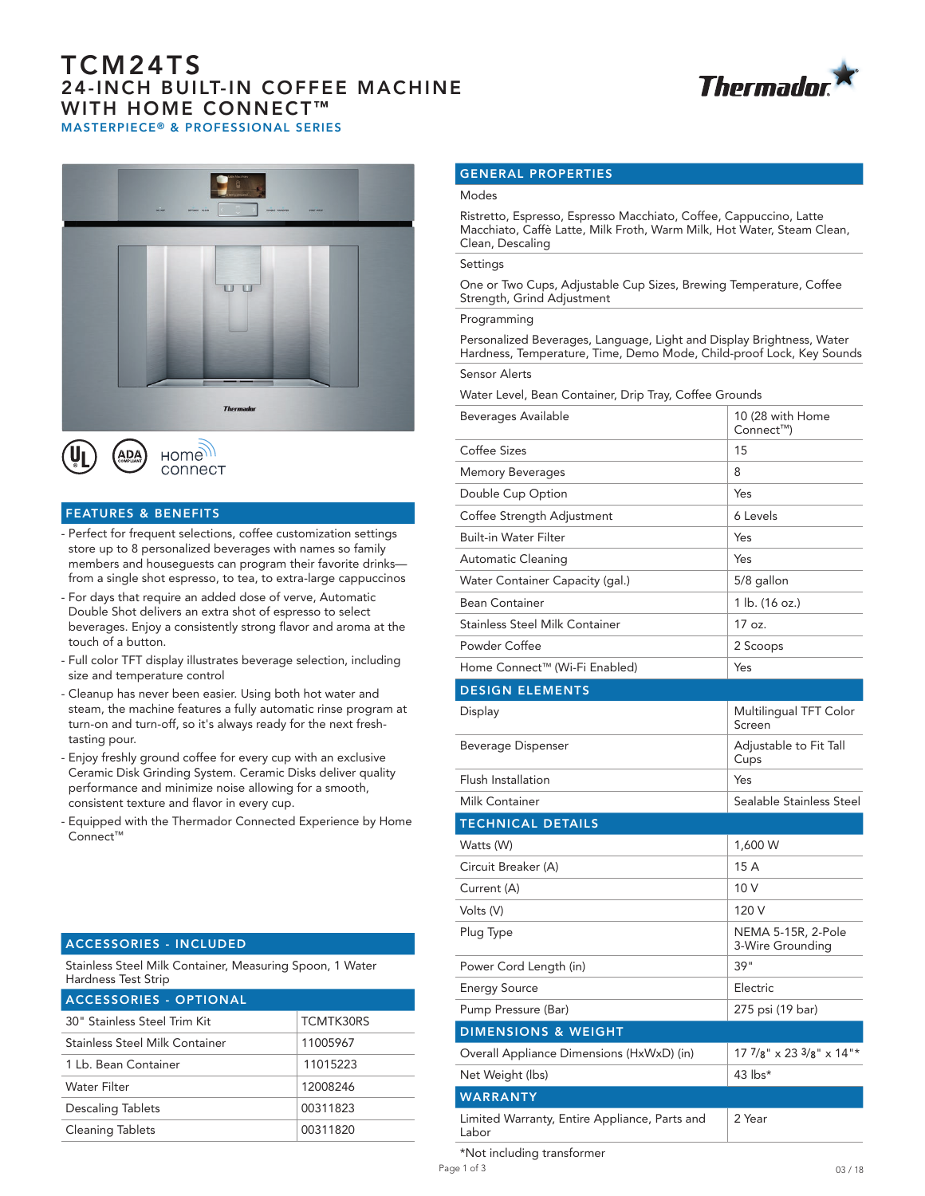# TCM24TS

## 24-INCH BUILT-IN COFFEE MACHINE WITH HOME CONNECT™

### MASTERPIECE® & PROFESSIONAL SERIES

## FEATURES & BENEFITS

- Perfect for frequent selections, coffee customization settings store up to 8 personalized beverages with names so family members and houseguests can program their favorite drinks—from a single shot espresso, to tea, to extra-large cappuccinos
- For days that require an added dose of verve, Automatic Double Shot delivers an extra shot of espresso to select beverages. Enjoy a consistently strong flavor and aroma at the touch of a button.
- Full color TFT display illustrates beverage selection, including size and temperature control
- Cleanup has never been easier. Using both hot water and steam, the machine features a fully automatic rinse program at turn-on and turn-off, so it's always ready for the next fresh-tasting pour.
- Enjoy freshly ground coffee for every cup with an exclusive Ceramic Disk Grinding System. Ceramic Disks deliver quality performance and minimize noise allowing for a smooth, consistent texture and flavor in every cup.
- Equipped with the Thermador Connected Experience by Home Connect™

## ACCESSORIES - INCLUDED

Stainless Steel Milk Container, Measuring Spoon, 1 Water Hardness Test Strip

## ACCESSORIES - OPTIONAL

| Accessory | Part Number |
|---|---|
| 30" Stainless Steel Trim Kit | TCMTK30RS |
| Stainless Steel Milk Container | 11005967 |
| 1 Lb. Bean Container | 11015223 |
| Water Filter | 12008246 |
| Descaling Tablets | 00311823 |
| Cleaning Tablets | 00311820 |

## GENERAL PROPERTIES

**Modes**

Ristretto, Espresso, Espresso Macchiato, Coffee, Cappuccino, Latte Macchiato, Caffè Latte, Milk Froth, Warm Milk, Hot Water, Steam Clean, Clean, Descaling

**Settings**

One or Two Cups, Adjustable Cup Sizes, Brewing Temperature, Coffee Strength, Grind Adjustment

**Programming**

Personalized Beverages, Language, Light and Display Brightness, Water Hardness, Temperature, Time, Demo Mode, Child-proof Lock, Key Sounds

**Sensor Alerts**

Water Level, Bean Container, Drip Tray, Coffee Grounds

| Property | Value |
|---|---|
| Beverages Available | 10 (28 with Home Connect™) |
| Coffee Sizes | 15 |
| Memory Beverages | 8 |
| Double Cup Option | Yes |
| Coffee Strength Adjustment | 6 Levels |
| Built-in Water Filter | Yes |
| Automatic Cleaning | Yes |
| Water Container Capacity (gal.) | 5/8 gallon |
| Bean Container | 1 lb. (16 oz.) |
| Stainless Steel Milk Container | 17 oz. |
| Powder Coffee | 2 Scoops |
| Home Connect™ (Wi-Fi Enabled) | Yes |

## DESIGN ELEMENTS

| Element | Value |
|---|---|
| Display | Multilingual TFT Color Screen |
| Beverage Dispenser | Adjustable to Fit Tall Cups |
| Flush Installation | Yes |
| Milk Container | Sealable Stainless Steel |

## TECHNICAL DETAILS

| Detail | Value |
|---|---|
| Watts (W) | 1,600 W |
| Circuit Breaker (A) | 15 A |
| Current (A) | 10 V |
| Volts (V) | 120 V |
| Plug Type | NEMA 5-15R, 2-Pole 3-Wire Grounding |
| Power Cord Length (in) | 39" |
| Energy Source | Electric |
| Pump Pressure (Bar) | 275 psi (19 bar) |

## DIMENSIONS & WEIGHT

| Dimension | Value |
|---|---|
| Overall Appliance Dimensions (HxWxD) (in) | 17 7/8" x 23 3/8" x 14"* |
| Net Weight (lbs) | 43 lbs* |

## WARRANTY

| Warranty | Value |
|---|---|
| Limited Warranty, Entire Appliance, Parts and Labor | 2 Year |

*Not including transformer

03 / 18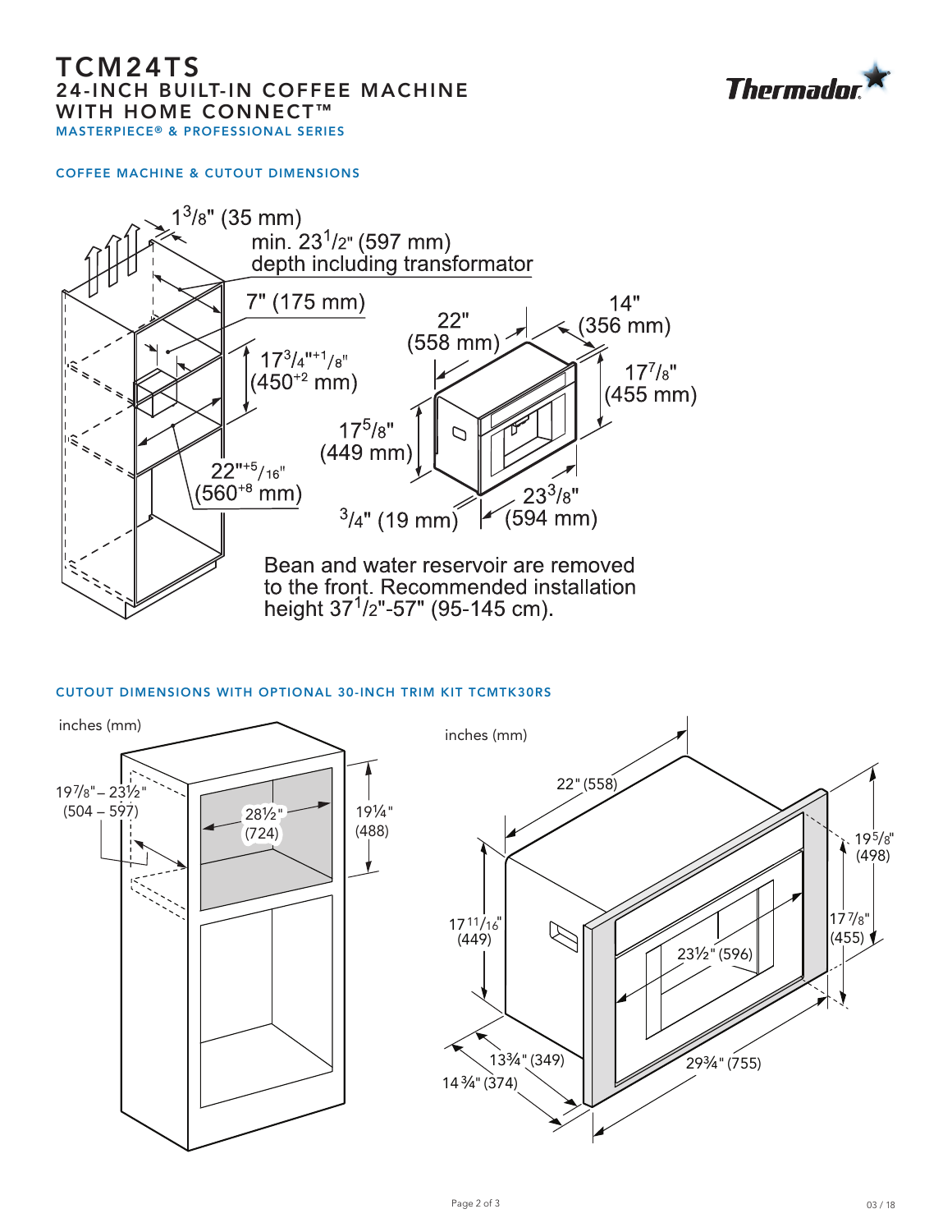# TCM24TS
## 24-INCH BUILT-IN COFFEE MACHINE WITH HOME CONNECT™
### MASTERPIECE® & PROFESSIONAL SERIES

### COFFEE MACHINE & CUTOUT DIMENSIONS

1 3/8" (35 mm)

min. 23 1/2" (597 mm) depth including transformator

7" (175 mm)

17 3/4"+1/8" (450+2 mm)

22"+5/16" (560+8 mm)

22" (558 mm)

14" (356 mm)

17 7/8" (455 mm)

17 5/8" (449 mm)

3/4" (19 mm)

23 3/8" (594 mm)

Bean and water reservoir are removed to the front. Recommended installation height 37 1/2"-57" (95-145 cm).

### CUTOUT DIMENSIONS WITH OPTIONAL 30-INCH TRIM KIT TCMTK30RS

inches (mm)

19 7/8" – 23½" (504 – 597)

28½" (724)

19¼" (488)

inches (mm)

22" (558)

19 5/8" (498)

17 11/16" (449)

17 7/8" (455)

23½" (596)

13¾" (349)

14 ¾" (374)

29¾" (755)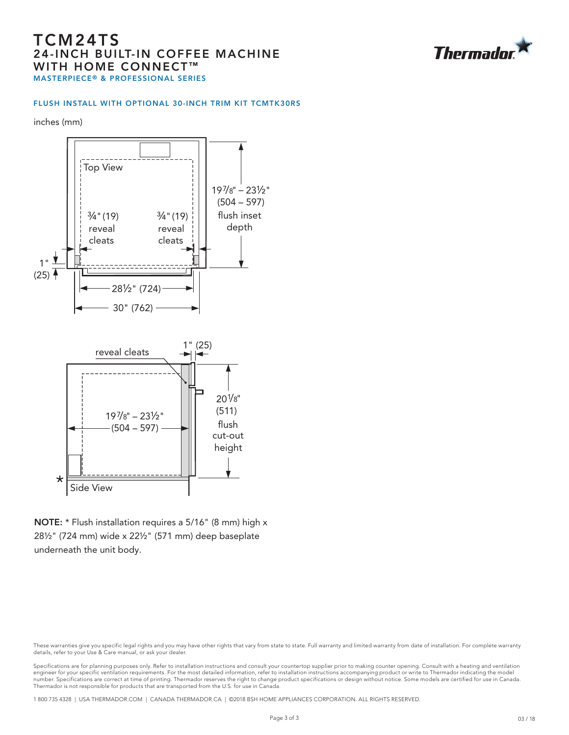# TCM24TS
## 24-INCH BUILT-IN COFFEE MACHINE WITH HOME CONNECT™
MASTERPIECE® & PROFESSIONAL SERIES

### FLUSH INSTALL WITH OPTIONAL 30-INCH TRIM KIT TCMTK30RS

inches (mm)

Top View

¾" (19) reveal cleats

¾" (19) reveal cleats

19⅞" – 23½" (504 – 597) flush inset depth

1" (25)

28½" (724)

30" (762)

reveal cleats

1" (25)

20⅛" (511) flush cut-out height

19⅞" – 23½" (504 – 597)

*

Side View

**NOTE:** * Flush installation requires a 5/16" (8 mm) high x 28½" (724 mm) wide x 22½" (571 mm) deep baseplate underneath the unit body.

These warranties give you specific legal rights and you may have other rights that vary from state to state. Full warranty and limited warranty from date of installation. For complete warranty details, refer to your Use & Care manual, or ask your dealer.

Specifications are for planning purposes only. Refer to installation instructions and consult your countertop supplier prior to making counter opening. Consult with a heating and ventilation engineer for your specific ventilation requirements. For the most detailed information, refer to installation instructions accompanying product or write to Thermador indicating the model number. Specifications are correct at time of printing. Thermador reserves the right to change product specifications or design without notice. Some models are certified for use in Canada. Thermador is not responsible for products that are transported from the U.S. for use in Canada.

1 800 735 4328 | USA THERMADOR.COM | CANADA THERMADOR.CA | ©2018 BSH HOME APPLIANCES CORPORATION. ALL RIGHTS RESERVED.

03 / 18